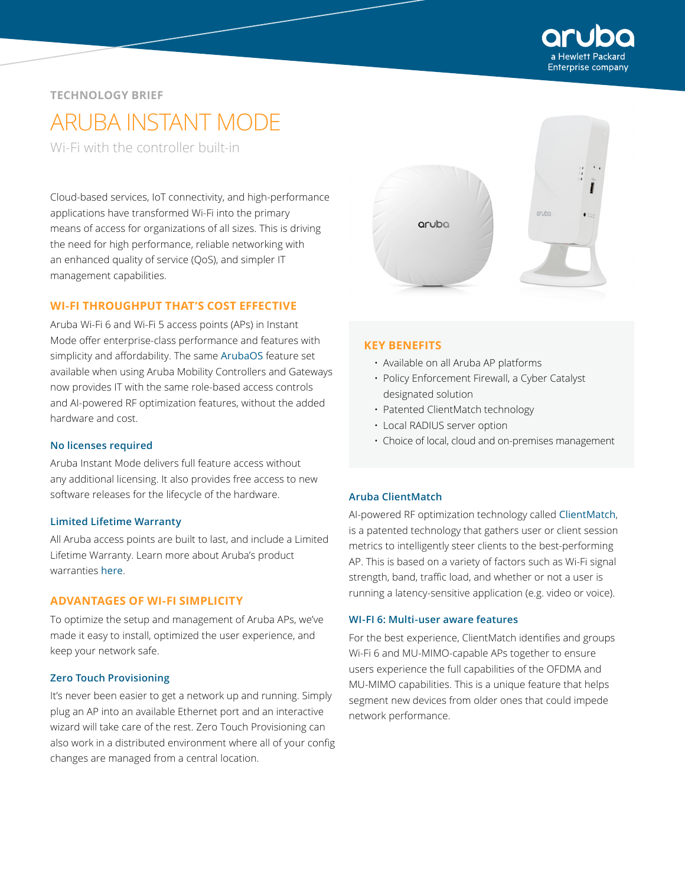TECHNOLOGY BRIEF

# ARUBA INSTANT MODE

Wi-Fi with the controller built-in

Cloud-based services, IoT connectivity, and high-performance applications have transformed Wi-Fi into the primary means of access for organizations of all sizes. This is driving the need for high performance, reliable networking with an enhanced quality of service (QoS), and simpler IT management capabilities.

## WI-FI THROUGHPUT THAT'S COST EFFECTIVE

Aruba Wi-Fi 6 and Wi-Fi 5 access points (APs) in Instant Mode offer enterprise-class performance and features with simplicity and affordability. The same ArubaOS feature set available when using Aruba Mobility Controllers and Gateways now provides IT with the same role-based access controls and AI-powered RF optimization features, without the added hardware and cost.

### No licenses required

Aruba Instant Mode delivers full feature access without any additional licensing. It also provides free access to new software releases for the lifecycle of the hardware.

### Limited Lifetime Warranty

All Aruba access points are built to last, and include a Limited Lifetime Warranty. Learn more about Aruba's product warranties here.

## ADVANTAGES OF WI-FI SIMPLICITY

To optimize the setup and management of Aruba APs, we've made it easy to install, optimized the user experience, and keep your network safe.

### Zero Touch Provisioning

It's never been easier to get a network up and running. Simply plug an AP into an available Ethernet port and an interactive wizard will take care of the rest. Zero Touch Provisioning can also work in a distributed environment where all of your config changes are managed from a central location.

## KEY BENEFITS

- Available on all Aruba AP platforms
- Policy Enforcement Firewall, a Cyber Catalyst designated solution
- Patented ClientMatch technology
- Local RADIUS server option
- Choice of local, cloud and on-premises management

### Aruba ClientMatch

AI-powered RF optimization technology called ClientMatch, is a patented technology that gathers user or client session metrics to intelligently steer clients to the best-performing AP. This is based on a variety of factors such as Wi-Fi signal strength, band, traffic load, and whether or not a user is running a latency-sensitive application (e.g. video or voice).

### WI-FI 6: Multi-user aware features

For the best experience, ClientMatch identifies and groups Wi-Fi 6 and MU-MIMO-capable APs together to ensure users experience the full capabilities of the OFDMA and MU-MIMO capabilities. This is a unique feature that helps segment new devices from older ones that could impede network performance.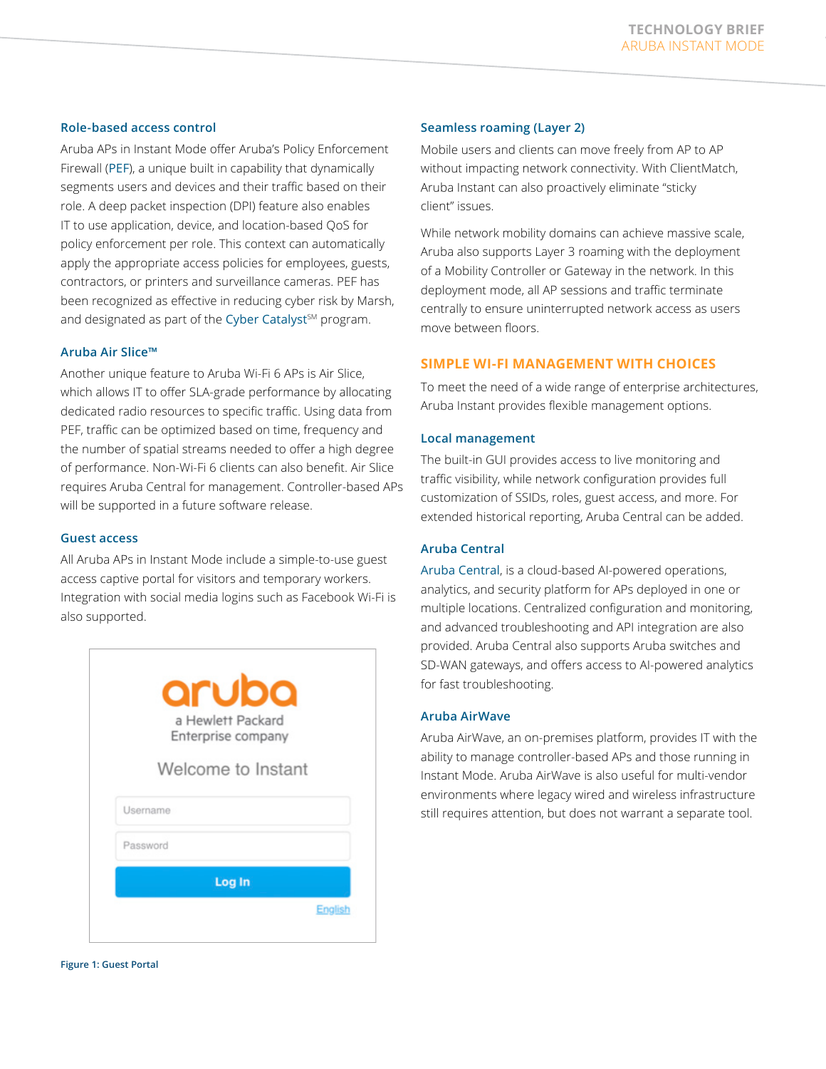### Role-based access control

Aruba APs in Instant Mode offer Aruba's Policy Enforcement Firewall (PEF), a unique built in capability that dynamically segments users and devices and their traffic based on their role. A deep packet inspection (DPI) feature also enables IT to use application, device, and location-based QoS for policy enforcement per role. This context can automatically apply the appropriate access policies for employees, guests, contractors, or printers and surveillance cameras. PEF has been recognized as effective in reducing cyber risk by Marsh, and designated as part of the Cyber Catalyst℠ program.

### Aruba Air Slice™

Another unique feature to Aruba Wi-Fi 6 APs is Air Slice, which allows IT to offer SLA-grade performance by allocating dedicated radio resources to specific traffic. Using data from PEF, traffic can be optimized based on time, frequency and the number of spatial streams needed to offer a high degree of performance. Non-Wi-Fi 6 clients can also benefit. Air Slice requires Aruba Central for management. Controller-based APs will be supported in a future software release.

### Guest access

All Aruba APs in Instant Mode include a simple-to-use guest access captive portal for visitors and temporary workers. Integration with social media logins such as Facebook Wi-Fi is also supported.

Figure 1: Guest Portal

### Seamless roaming (Layer 2)

Mobile users and clients can move freely from AP to AP without impacting network connectivity. With ClientMatch, Aruba Instant can also proactively eliminate "sticky client" issues.

While network mobility domains can achieve massive scale, Aruba also supports Layer 3 roaming with the deployment of a Mobility Controller or Gateway in the network. In this deployment mode, all AP sessions and traffic terminate centrally to ensure uninterrupted network access as users move between floors.

## SIMPLE WI-FI MANAGEMENT WITH CHOICES

To meet the need of a wide range of enterprise architectures, Aruba Instant provides flexible management options.

### Local management

The built-in GUI provides access to live monitoring and traffic visibility, while network configuration provides full customization of SSIDs, roles, guest access, and more. For extended historical reporting, Aruba Central can be added.

### Aruba Central

Aruba Central, is a cloud-based AI-powered operations, analytics, and security platform for APs deployed in one or multiple locations. Centralized configuration and monitoring, and advanced troubleshooting and API integration are also provided. Aruba Central also supports Aruba switches and SD-WAN gateways, and offers access to AI-powered analytics for fast troubleshooting.

### Aruba AirWave

Aruba AirWave, an on-premises platform, provides IT with the ability to manage controller-based APs and those running in Instant Mode. Aruba AirWave is also useful for multi-vendor environments where legacy wired and wireless infrastructure still requires attention, but does not warrant a separate tool.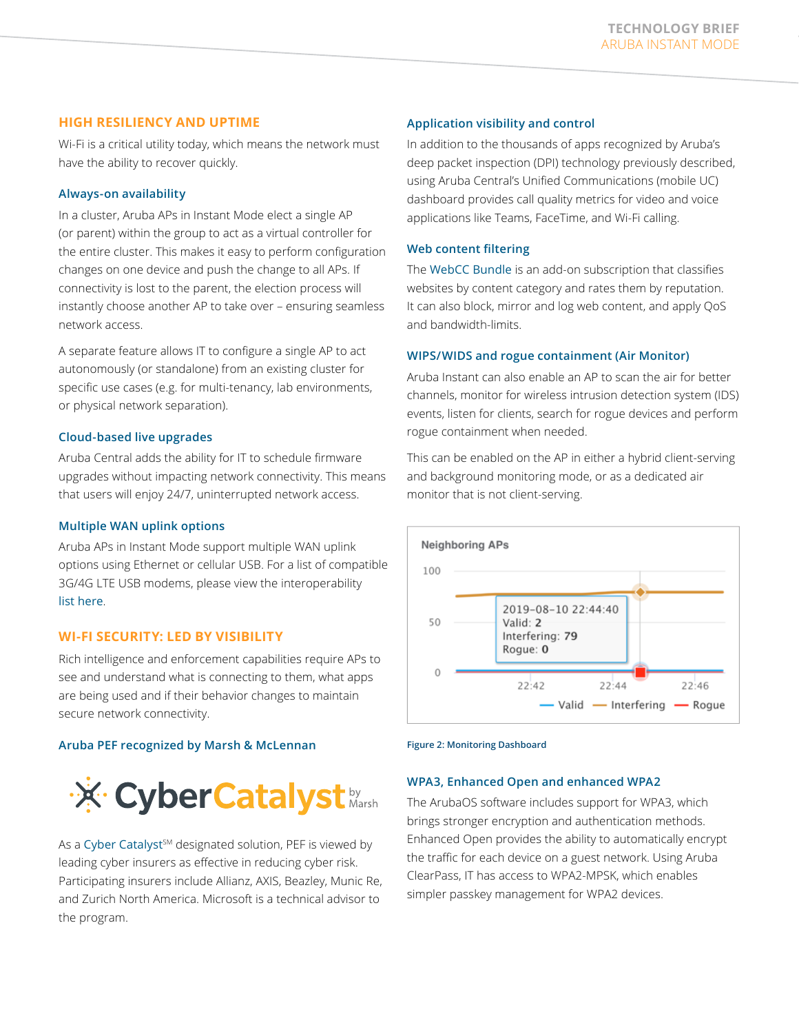## HIGH RESILIENCY AND UPTIME

Wi-Fi is a critical utility today, which means the network must have the ability to recover quickly.

### Always-on availability

In a cluster, Aruba APs in Instant Mode elect a single AP (or parent) within the group to act as a virtual controller for the entire cluster. This makes it easy to perform configuration changes on one device and push the change to all APs. If connectivity is lost to the parent, the election process will instantly choose another AP to take over – ensuring seamless network access.

A separate feature allows IT to configure a single AP to act autonomously (or standalone) from an existing cluster for specific use cases (e.g. for multi-tenancy, lab environments, or physical network separation).

### Cloud-based live upgrades

Aruba Central adds the ability for IT to schedule firmware upgrades without impacting network connectivity. This means that users will enjoy 24/7, uninterrupted network access.

### Multiple WAN uplink options

Aruba APs in Instant Mode support multiple WAN uplink options using Ethernet or cellular USB. For a list of compatible 3G/4G LTE USB modems, please view the interoperability list here.

## WI-FI SECURITY: LED BY VISIBILITY

Rich intelligence and enforcement capabilities require APs to see and understand what is connecting to them, what apps are being used and if their behavior changes to maintain secure network connectivity.

### Aruba PEF recognized by Marsh & McLennan

CyberCatalyst by Marsh

As a Cyber Catalyst[SM] designated solution, PEF is viewed by leading cyber insurers as effective in reducing cyber risk. Participating insurers include Allianz, AXIS, Beazley, Munic Re, and Zurich North America. Microsoft is a technical advisor to the program.

### Application visibility and control

In addition to the thousands of apps recognized by Aruba's deep packet inspection (DPI) technology previously described, using Aruba Central's Unified Communications (mobile UC) dashboard provides call quality metrics for video and voice applications like Teams, FaceTime, and Wi-Fi calling.

### Web content filtering

The WebCC Bundle is an add-on subscription that classifies websites by content category and rates them by reputation. It can also block, mirror and log web content, and apply QoS and bandwidth-limits.

### WIPS/WIDS and rogue containment (Air Monitor)

Aruba Instant can also enable an AP to scan the air for better channels, monitor for wireless intrusion detection system (IDS) events, listen for clients, search for rogue devices and perform rogue containment when needed.

This can be enabled on the AP in either a hybrid client-serving and background monitoring mode, or as a dedicated air monitor that is not client-serving.

Neighboring APs

100

50

0

2019-08-10 22:44:40
Valid: **2**
Interfering: **79**
Rogue: **0**

22:42 22:44 22:46

Valid Interfering Rogue

Figure 2: Monitoring Dashboard

### WPA3, Enhanced Open and enhanced WPA2

The ArubaOS software includes support for WPA3, which brings stronger encryption and authentication methods. Enhanced Open provides the ability to automatically encrypt the traffic for each device on a guest network. Using Aruba ClearPass, IT has access to WPA2-MPSK, which enables simpler passkey management for WPA2 devices.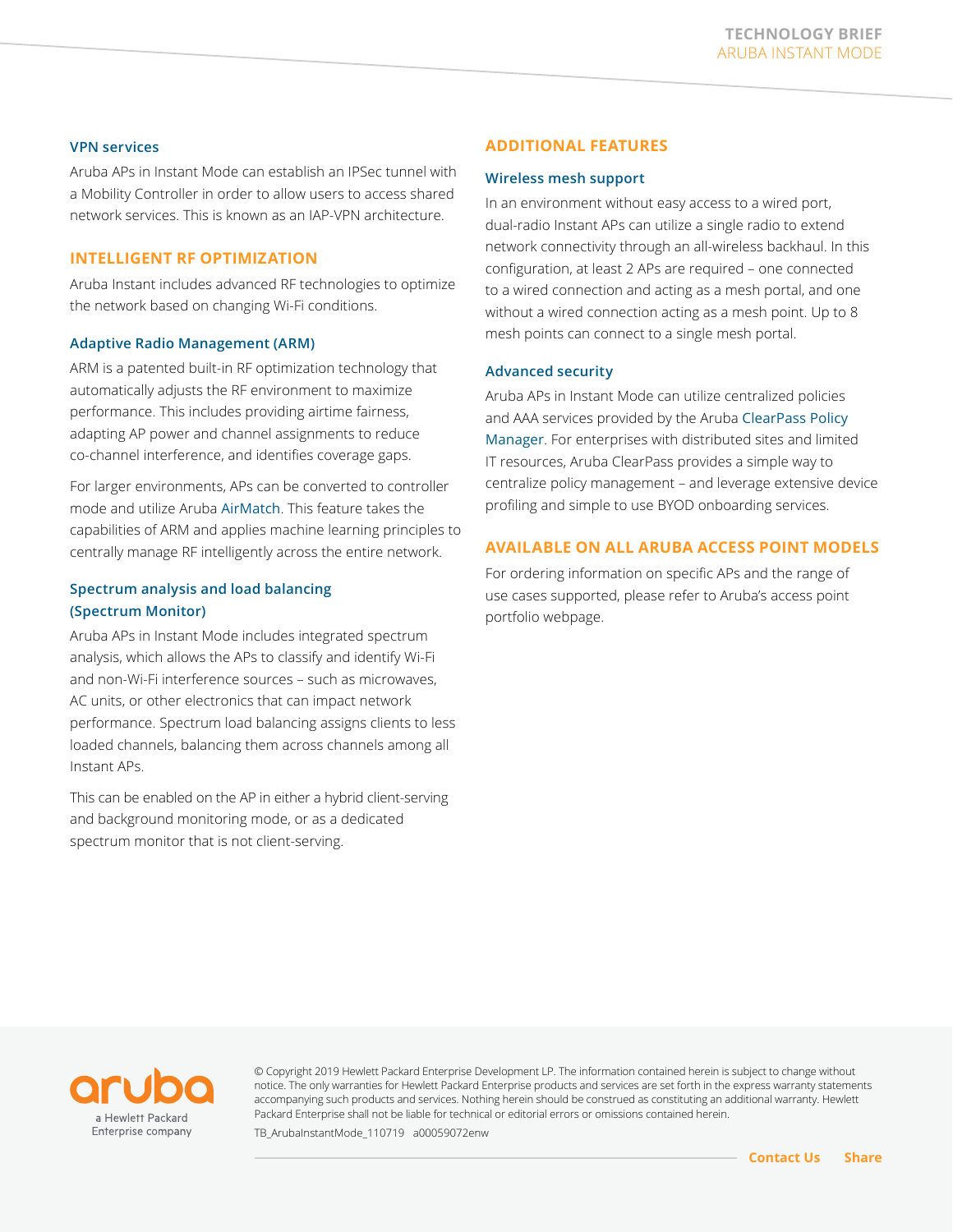### VPN services

Aruba APs in Instant Mode can establish an IPSec tunnel with a Mobility Controller in order to allow users to access shared network services. This is known as an IAP-VPN architecture.

## INTELLIGENT RF OPTIMIZATION

Aruba Instant includes advanced RF technologies to optimize the network based on changing Wi-Fi conditions.

### Adaptive Radio Management (ARM)

ARM is a patented built-in RF optimization technology that automatically adjusts the RF environment to maximize performance. This includes providing airtime fairness, adapting AP power and channel assignments to reduce co-channel interference, and identifies coverage gaps.

For larger environments, APs can be converted to controller mode and utilize Aruba AirMatch. This feature takes the capabilities of ARM and applies machine learning principles to centrally manage RF intelligently across the entire network.

### Spectrum analysis and load balancing (Spectrum Monitor)

Aruba APs in Instant Mode includes integrated spectrum analysis, which allows the APs to classify and identify Wi-Fi and non-Wi-Fi interference sources – such as microwaves, AC units, or other electronics that can impact network performance. Spectrum load balancing assigns clients to less loaded channels, balancing them across channels among all Instant APs.

This can be enabled on the AP in either a hybrid client-serving and background monitoring mode, or as a dedicated spectrum monitor that is not client-serving.

## ADDITIONAL FEATURES

### Wireless mesh support

In an environment without easy access to a wired port, dual-radio Instant APs can utilize a single radio to extend network connectivity through an all-wireless backhaul. In this configuration, at least 2 APs are required – one connected to a wired connection and acting as a mesh portal, and one without a wired connection acting as a mesh point. Up to 8 mesh points can connect to a single mesh portal.

### Advanced security

Aruba APs in Instant Mode can utilize centralized policies and AAA services provided by the Aruba ClearPass Policy Manager. For enterprises with distributed sites and limited IT resources, Aruba ClearPass provides a simple way to centralize policy management – and leverage extensive device profiling and simple to use BYOD onboarding services.

## AVAILABLE ON ALL ARUBA ACCESS POINT MODELS

For ordering information on specific APs and the range of use cases supported, please refer to Aruba's access point portfolio webpage.

© Copyright 2019 Hewlett Packard Enterprise Development LP. The information contained herein is subject to change without notice. The only warranties for Hewlett Packard Enterprise products and services are set forth in the express warranty statements accompanying such products and services. Nothing herein should be construed as constituting an additional warranty. Hewlett Packard Enterprise shall not be liable for technical or editorial errors or omissions contained herein.

TB_ArubaInstantMode_110719 a00059072enw

Contact Us Share